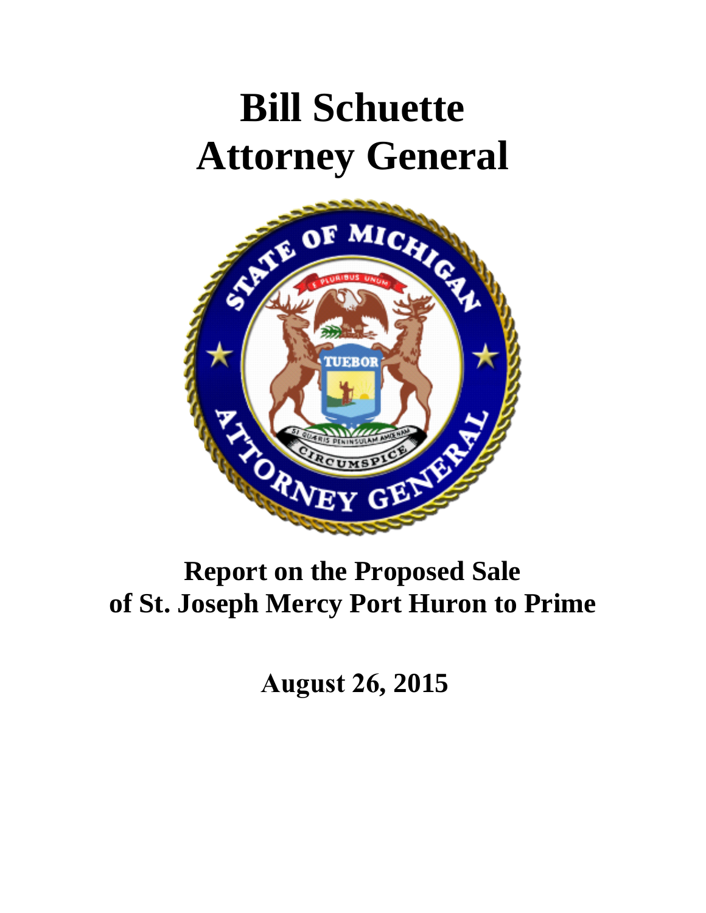# Bill Schuette
# Attorney General

## Report on the Proposed Sale of St. Joseph Mercy Port Huron to Prime

**August 26, 2015**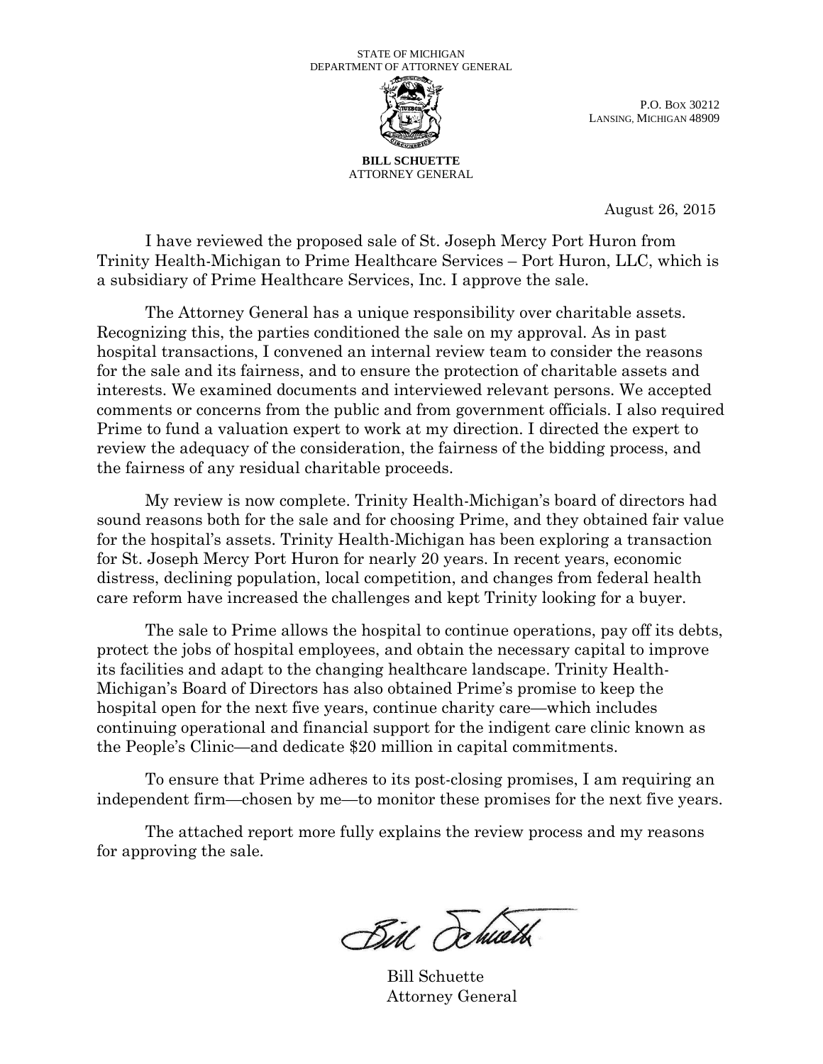STATE OF MICHIGAN
DEPARTMENT OF ATTORNEY GENERAL

P.O. BOX 30212
LANSING, MICHIGAN 48909

**BILL SCHUETTE**
ATTORNEY GENERAL

August 26, 2015

I have reviewed the proposed sale of St. Joseph Mercy Port Huron from Trinity Health-Michigan to Prime Healthcare Services – Port Huron, LLC, which is a subsidiary of Prime Healthcare Services, Inc. I approve the sale.

The Attorney General has a unique responsibility over charitable assets. Recognizing this, the parties conditioned the sale on my approval. As in past hospital transactions, I convened an internal review team to consider the reasons for the sale and its fairness, and to ensure the protection of charitable assets and interests. We examined documents and interviewed relevant persons. We accepted comments or concerns from the public and from government officials. I also required Prime to fund a valuation expert to work at my direction. I directed the expert to review the adequacy of the consideration, the fairness of the bidding process, and the fairness of any residual charitable proceeds.

My review is now complete. Trinity Health-Michigan's board of directors had sound reasons both for the sale and for choosing Prime, and they obtained fair value for the hospital's assets. Trinity Health-Michigan has been exploring a transaction for St. Joseph Mercy Port Huron for nearly 20 years. In recent years, economic distress, declining population, local competition, and changes from federal health care reform have increased the challenges and kept Trinity looking for a buyer.

The sale to Prime allows the hospital to continue operations, pay off its debts, protect the jobs of hospital employees, and obtain the necessary capital to improve its facilities and adapt to the changing healthcare landscape. Trinity Health-Michigan's Board of Directors has also obtained Prime's promise to keep the hospital open for the next five years, continue charity care—which includes continuing operational and financial support for the indigent care clinic known as the People's Clinic—and dedicate $20 million in capital commitments.

To ensure that Prime adheres to its post-closing promises, I am requiring an independent firm—chosen by me—to monitor these promises for the next five years.

The attached report more fully explains the review process and my reasons for approving the sale.

Bill Schuette
Attorney General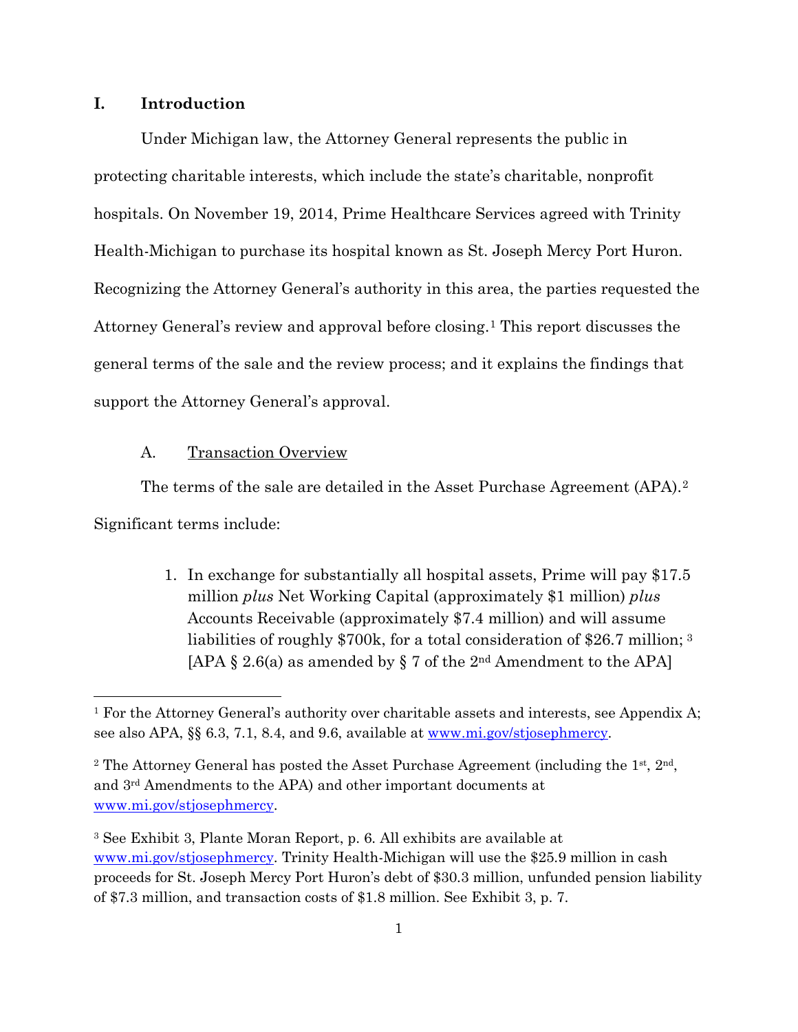## I. Introduction

Under Michigan law, the Attorney General represents the public in protecting charitable interests, which include the state's charitable, nonprofit hospitals. On November 19, 2014, Prime Healthcare Services agreed with Trinity Health-Michigan to purchase its hospital known as St. Joseph Mercy Port Huron. Recognizing the Attorney General's authority in this area, the parties requested the Attorney General's review and approval before closing.[1] This report discusses the general terms of the sale and the review process; and it explains the findings that support the Attorney General's approval.

### A. Transaction Overview

The terms of the sale are detailed in the Asset Purchase Agreement (APA).[2] Significant terms include:

1. In exchange for substantially all hospital assets, Prime will pay $17.5 million *plus* Net Working Capital (approximately $1 million) *plus* Accounts Receivable (approximately $7.4 million) and will assume liabilities of roughly $700k, for a total consideration of $26.7 million; [3] [APA § 2.6(a) as amended by § 7 of the 2nd Amendment to the APA]

---

[1] For the Attorney General's authority over charitable assets and interests, see Appendix A; see also APA, §§ 6.3, 7.1, 8.4, and 9.6, available at www.mi.gov/stjosephmercy.

[2] The Attorney General has posted the Asset Purchase Agreement (including the 1st, 2nd, and 3rd Amendments to the APA) and other important documents at www.mi.gov/stjosephmercy.

[3] See Exhibit 3, Plante Moran Report, p. 6. All exhibits are available at www.mi.gov/stjosephmercy. Trinity Health-Michigan will use the $25.9 million in cash proceeds for St. Joseph Mercy Port Huron's debt of $30.3 million, unfunded pension liability of $7.3 million, and transaction costs of $1.8 million. See Exhibit 3, p. 7.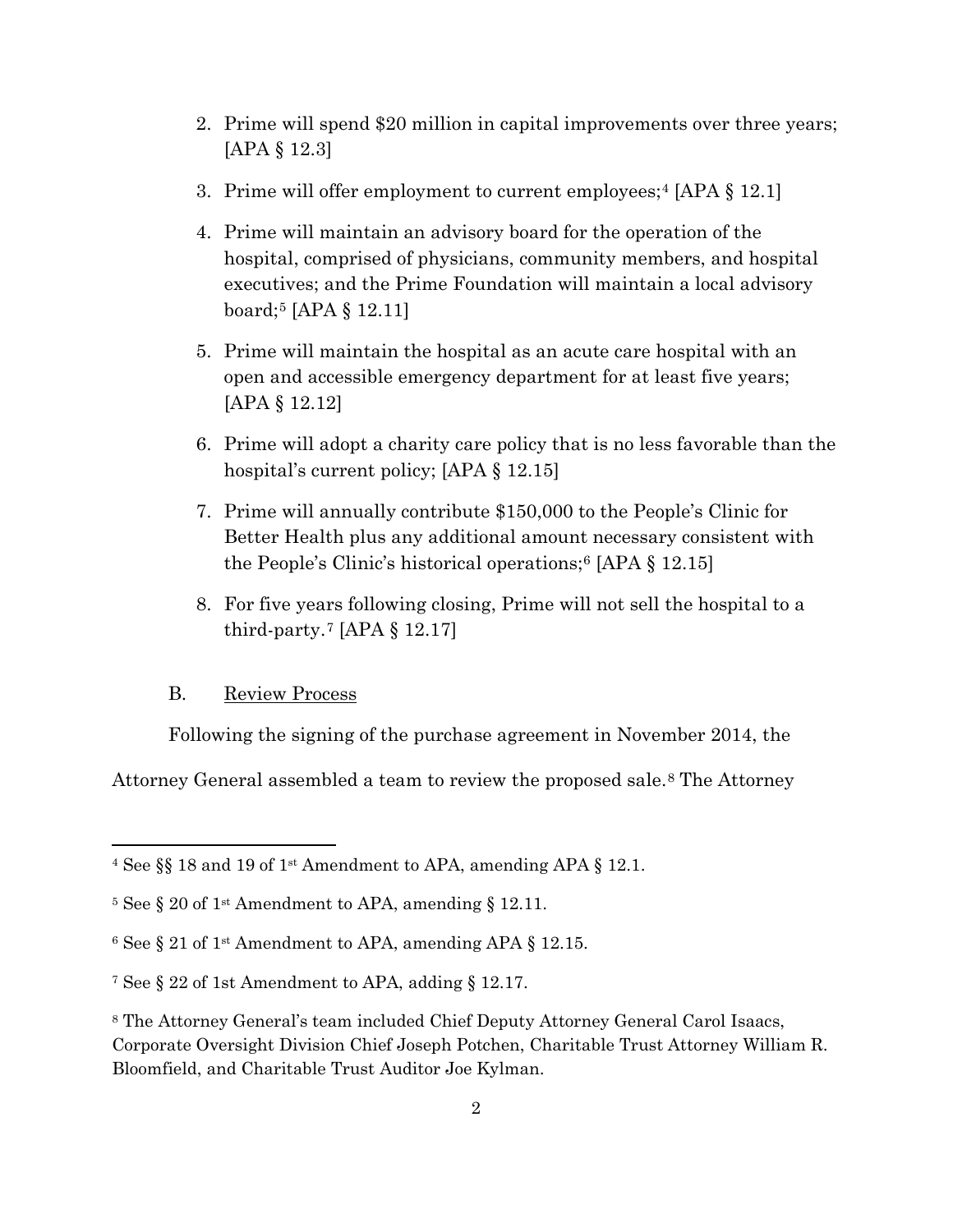2. Prime will spend $20 million in capital improvements over three years; [APA § 12.3]

3. Prime will offer employment to current employees;[4] [APA § 12.1]

4. Prime will maintain an advisory board for the operation of the hospital, comprised of physicians, community members, and hospital executives; and the Prime Foundation will maintain a local advisory board;[5] [APA § 12.11]

5. Prime will maintain the hospital as an acute care hospital with an open and accessible emergency department for at least five years; [APA § 12.12]

6. Prime will adopt a charity care policy that is no less favorable than the hospital's current policy; [APA § 12.15]

7. Prime will annually contribute $150,000 to the People's Clinic for Better Health plus any additional amount necessary consistent with the People's Clinic's historical operations;[6] [APA § 12.15]

8. For five years following closing, Prime will not sell the hospital to a third-party.[7] [APA § 12.17]

### B. Review Process

Following the signing of the purchase agreement in November 2014, the Attorney General assembled a team to review the proposed sale.[8] The Attorney

---

[4] See §§ 18 and 19 of 1st Amendment to APA, amending APA § 12.1.

[5] See § 20 of 1st Amendment to APA, amending § 12.11.

[6] See § 21 of 1st Amendment to APA, amending APA § 12.15.

[7] See § 22 of 1st Amendment to APA, adding § 12.17.

[8] The Attorney General's team included Chief Deputy Attorney General Carol Isaacs, Corporate Oversight Division Chief Joseph Potchen, Charitable Trust Attorney William R. Bloomfield, and Charitable Trust Auditor Joe Kylman.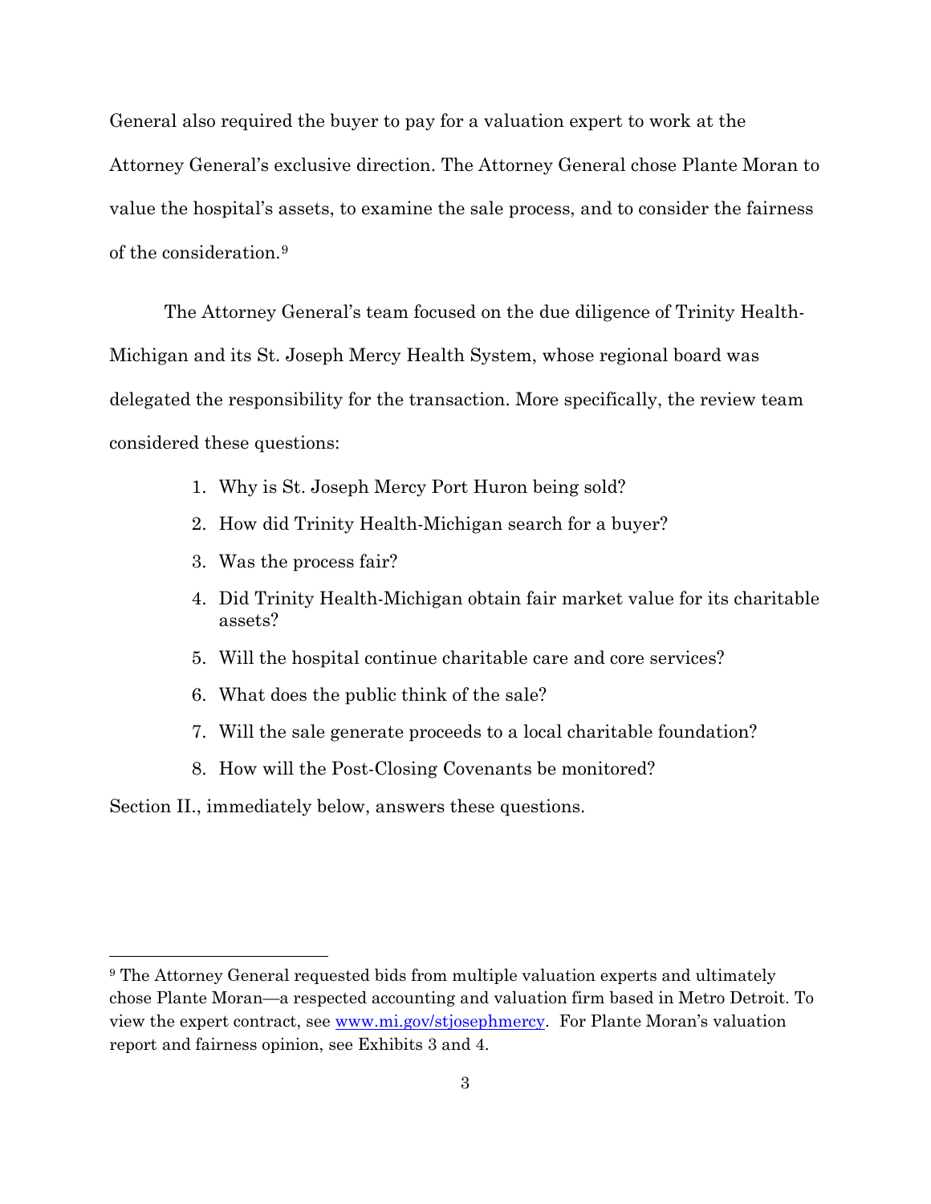General also required the buyer to pay for a valuation expert to work at the Attorney General's exclusive direction. The Attorney General chose Plante Moran to value the hospital's assets, to examine the sale process, and to consider the fairness of the consideration.[9]

The Attorney General's team focused on the due diligence of Trinity Health-Michigan and its St. Joseph Mercy Health System, whose regional board was delegated the responsibility for the transaction. More specifically, the review team considered these questions:

1. Why is St. Joseph Mercy Port Huron being sold?
2. How did Trinity Health-Michigan search for a buyer?
3. Was the process fair?
4. Did Trinity Health-Michigan obtain fair market value for its charitable assets?
5. Will the hospital continue charitable care and core services?
6. What does the public think of the sale?
7. Will the sale generate proceeds to a local charitable foundation?
8. How will the Post-Closing Covenants be monitored?

Section II., immediately below, answers these questions.

---

[9] The Attorney General requested bids from multiple valuation experts and ultimately chose Plante Moran—a respected accounting and valuation firm based in Metro Detroit. To view the expert contract, see [www.mi.gov/stjosephmercy](www.mi.gov/stjosephmercy). For Plante Moran's valuation report and fairness opinion, see Exhibits 3 and 4.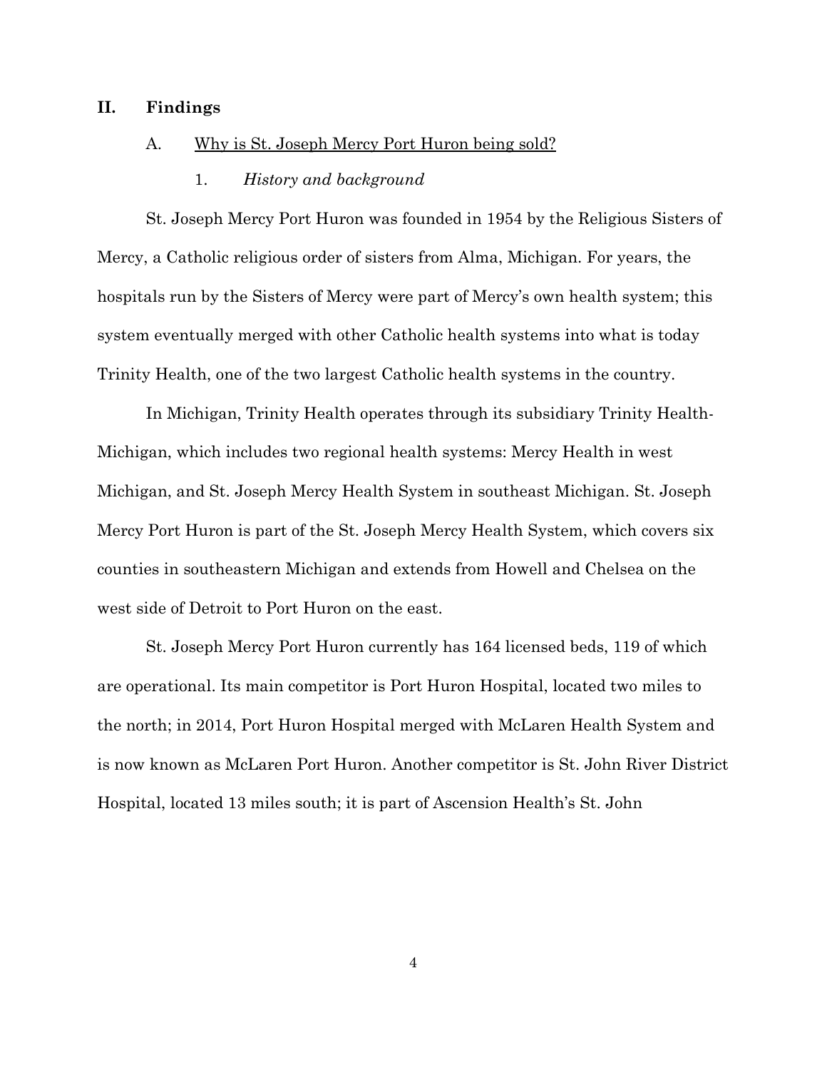## II. Findings

### A. Why is St. Joseph Mercy Port Huron being sold?

#### 1. *History and background*

St. Joseph Mercy Port Huron was founded in 1954 by the Religious Sisters of Mercy, a Catholic religious order of sisters from Alma, Michigan. For years, the hospitals run by the Sisters of Mercy were part of Mercy's own health system; this system eventually merged with other Catholic health systems into what is today Trinity Health, one of the two largest Catholic health systems in the country.

In Michigan, Trinity Health operates through its subsidiary Trinity Health-Michigan, which includes two regional health systems: Mercy Health in west Michigan, and St. Joseph Mercy Health System in southeast Michigan. St. Joseph Mercy Port Huron is part of the St. Joseph Mercy Health System, which covers six counties in southeastern Michigan and extends from Howell and Chelsea on the west side of Detroit to Port Huron on the east.

St. Joseph Mercy Port Huron currently has 164 licensed beds, 119 of which are operational. Its main competitor is Port Huron Hospital, located two miles to the north; in 2014, Port Huron Hospital merged with McLaren Health System and is now known as McLaren Port Huron. Another competitor is St. John River District Hospital, located 13 miles south; it is part of Ascension Health's St. John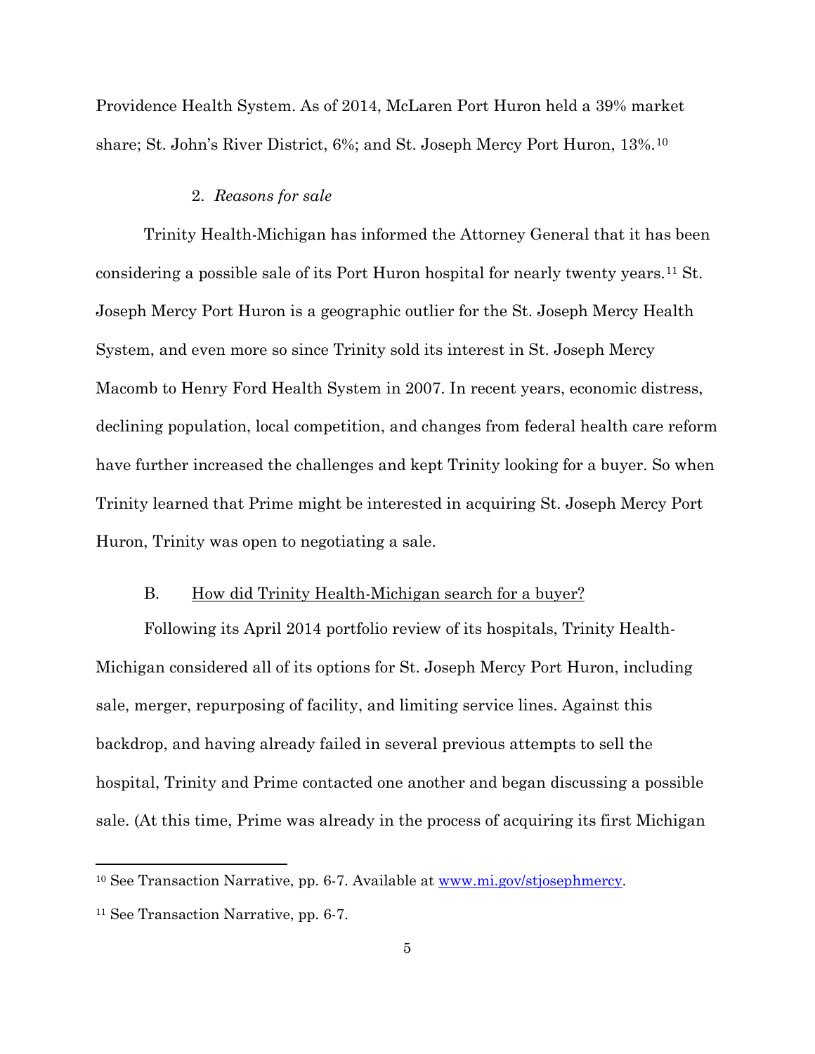Providence Health System. As of 2014, McLaren Port Huron held a 39% market share; St. John's River District, 6%; and St. Joseph Mercy Port Huron, 13%.[10]

#### 2. *Reasons for sale*

Trinity Health-Michigan has informed the Attorney General that it has been considering a possible sale of its Port Huron hospital for nearly twenty years.[11] St. Joseph Mercy Port Huron is a geographic outlier for the St. Joseph Mercy Health System, and even more so since Trinity sold its interest in St. Joseph Mercy Macomb to Henry Ford Health System in 2007. In recent years, economic distress, declining population, local competition, and changes from federal health care reform have further increased the challenges and kept Trinity looking for a buyer. So when Trinity learned that Prime might be interested in acquiring St. Joseph Mercy Port Huron, Trinity was open to negotiating a sale.

### B. How did Trinity Health-Michigan search for a buyer?

Following its April 2014 portfolio review of its hospitals, Trinity Health-Michigan considered all of its options for St. Joseph Mercy Port Huron, including sale, merger, repurposing of facility, and limiting service lines. Against this backdrop, and having already failed in several previous attempts to sell the hospital, Trinity and Prime contacted one another and began discussing a possible sale. (At this time, Prime was already in the process of acquiring its first Michigan

---

[10] See Transaction Narrative, pp. 6-7. Available at www.mi.gov/stjosephmercy.

[11] See Transaction Narrative, pp. 6-7.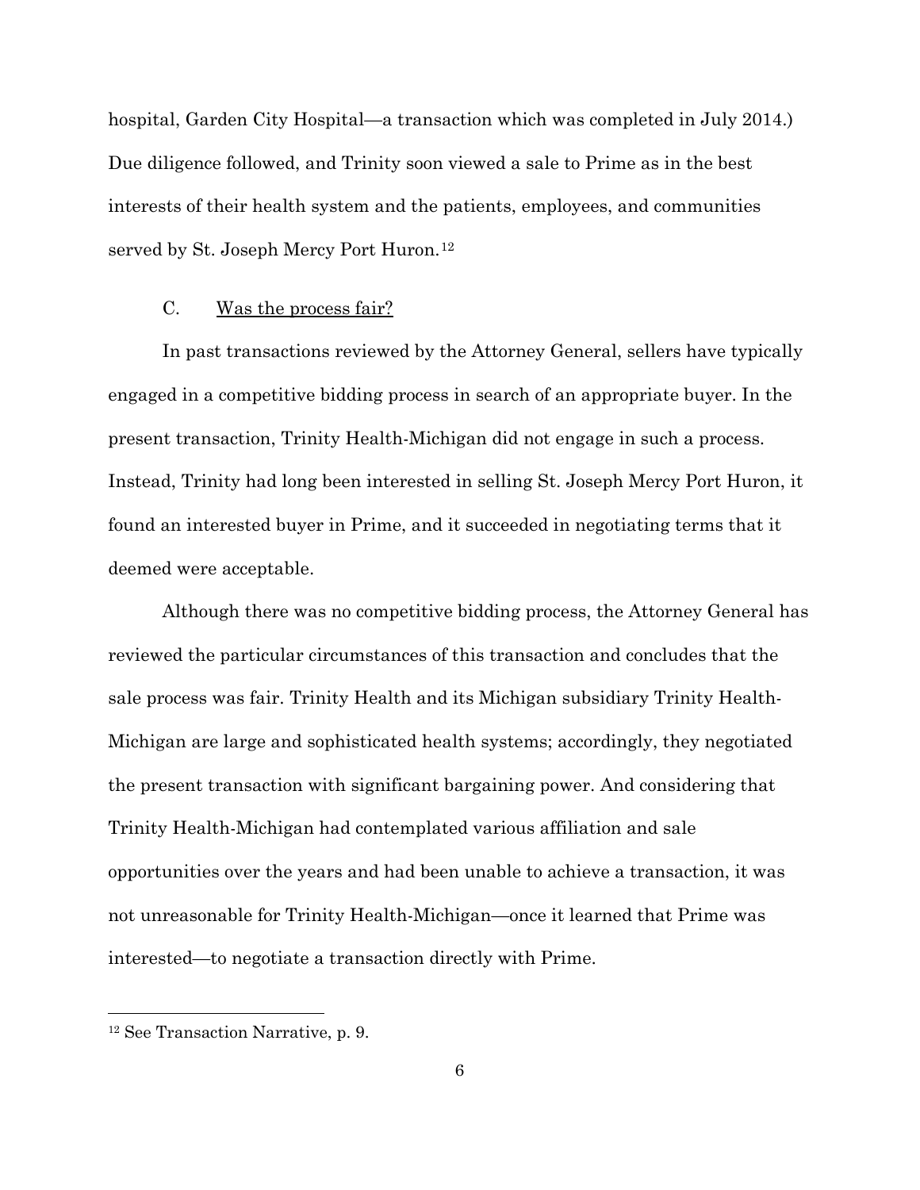hospital, Garden City Hospital—a transaction which was completed in July 2014.) Due diligence followed, and Trinity soon viewed a sale to Prime as in the best interests of their health system and the patients, employees, and communities served by St. Joseph Mercy Port Huron.[12]

### C. Was the process fair?

In past transactions reviewed by the Attorney General, sellers have typically engaged in a competitive bidding process in search of an appropriate buyer. In the present transaction, Trinity Health-Michigan did not engage in such a process. Instead, Trinity had long been interested in selling St. Joseph Mercy Port Huron, it found an interested buyer in Prime, and it succeeded in negotiating terms that it deemed were acceptable.

Although there was no competitive bidding process, the Attorney General has reviewed the particular circumstances of this transaction and concludes that the sale process was fair. Trinity Health and its Michigan subsidiary Trinity Health-Michigan are large and sophisticated health systems; accordingly, they negotiated the present transaction with significant bargaining power. And considering that Trinity Health-Michigan had contemplated various affiliation and sale opportunities over the years and had been unable to achieve a transaction, it was not unreasonable for Trinity Health-Michigan—once it learned that Prime was interested—to negotiate a transaction directly with Prime.

---

[12] See Transaction Narrative, p. 9.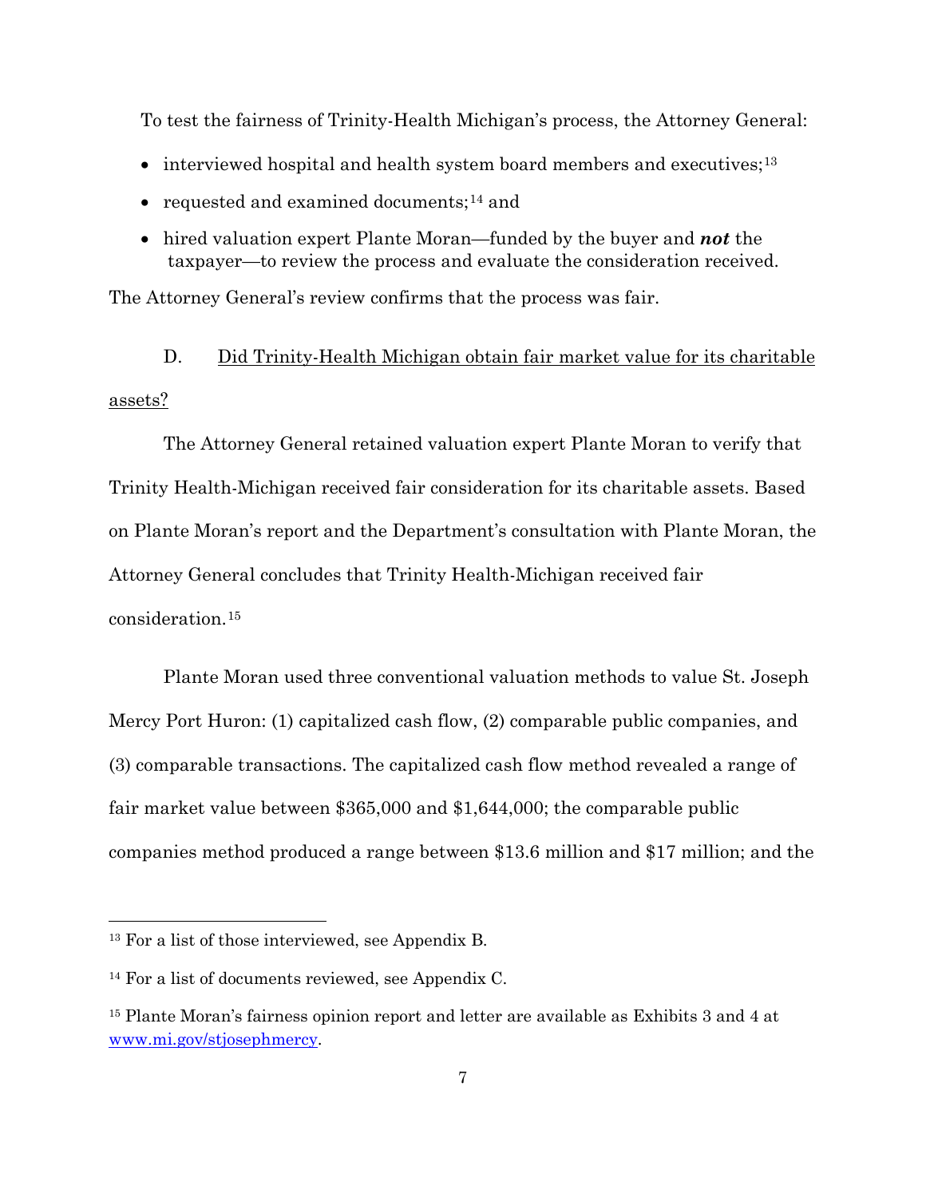To test the fairness of Trinity-Health Michigan's process, the Attorney General:

- interviewed hospital and health system board members and executives;[13]
- requested and examined documents;[14] and
- hired valuation expert Plante Moran—funded by the buyer and ***not*** the taxpayer—to review the process and evaluate the consideration received.

The Attorney General's review confirms that the process was fair.

D. Did Trinity-Health Michigan obtain fair market value for its charitable assets?

The Attorney General retained valuation expert Plante Moran to verify that Trinity Health-Michigan received fair consideration for its charitable assets. Based on Plante Moran's report and the Department's consultation with Plante Moran, the Attorney General concludes that Trinity Health-Michigan received fair consideration.[15]

Plante Moran used three conventional valuation methods to value St. Joseph Mercy Port Huron: (1) capitalized cash flow, (2) comparable public companies, and (3) comparable transactions. The capitalized cash flow method revealed a range of fair market value between $365,000 and $1,644,000; the comparable public companies method produced a range between $13.6 million and $17 million; and the

---

[13] For a list of those interviewed, see Appendix B.

[14] For a list of documents reviewed, see Appendix C.

[15] Plante Moran's fairness opinion report and letter are available as Exhibits 3 and 4 at www.mi.gov/stjosephmercy.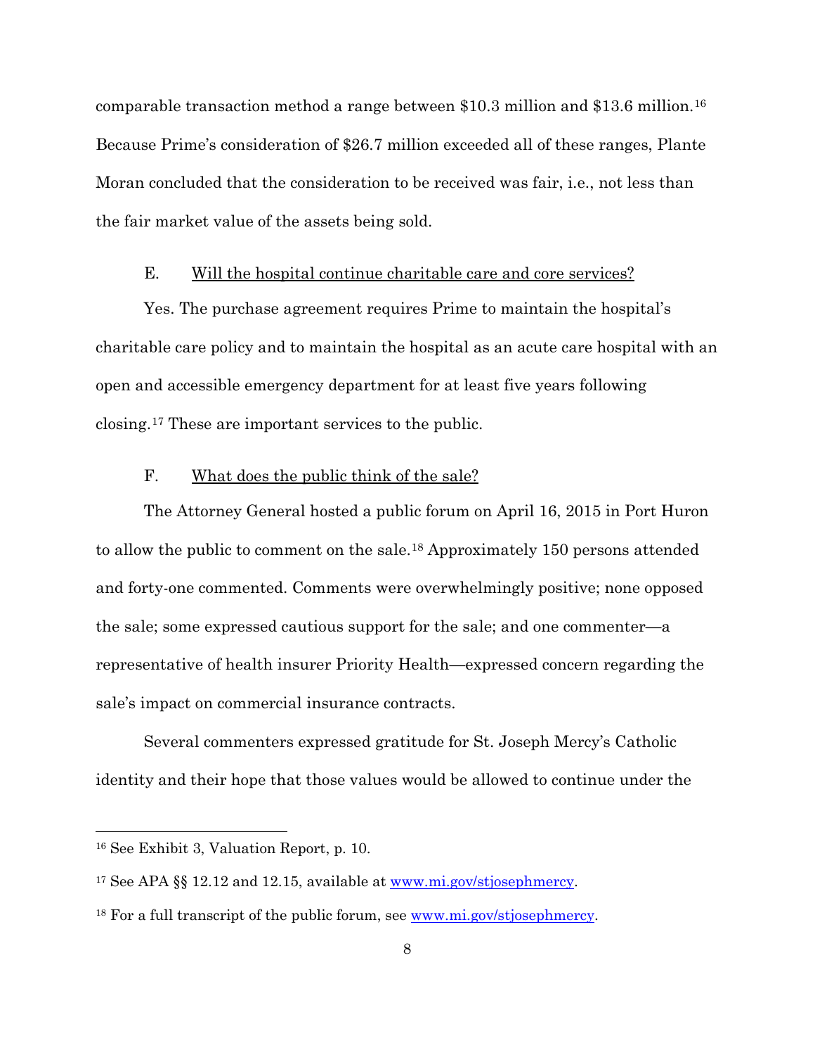comparable transaction method a range between $10.3 million and $13.6 million.[16] Because Prime's consideration of $26.7 million exceeded all of these ranges, Plante Moran concluded that the consideration to be received was fair, i.e., not less than the fair market value of the assets being sold.

### E. Will the hospital continue charitable care and core services?

Yes. The purchase agreement requires Prime to maintain the hospital's charitable care policy and to maintain the hospital as an acute care hospital with an open and accessible emergency department for at least five years following closing.[17] These are important services to the public.

### F. What does the public think of the sale?

The Attorney General hosted a public forum on April 16, 2015 in Port Huron to allow the public to comment on the sale.[18] Approximately 150 persons attended and forty-one commented. Comments were overwhelmingly positive; none opposed the sale; some expressed cautious support for the sale; and one commenter—a representative of health insurer Priority Health—expressed concern regarding the sale's impact on commercial insurance contracts.

Several commenters expressed gratitude for St. Joseph Mercy's Catholic identity and their hope that those values would be allowed to continue under the

---

[16] See Exhibit 3, Valuation Report, p. 10.

[17] See APA §§ 12.12 and 12.15, available at [www.mi.gov/stjosephmercy](www.mi.gov/stjosephmercy).

[18] For a full transcript of the public forum, see [www.mi.gov/stjosephmercy](www.mi.gov/stjosephmercy).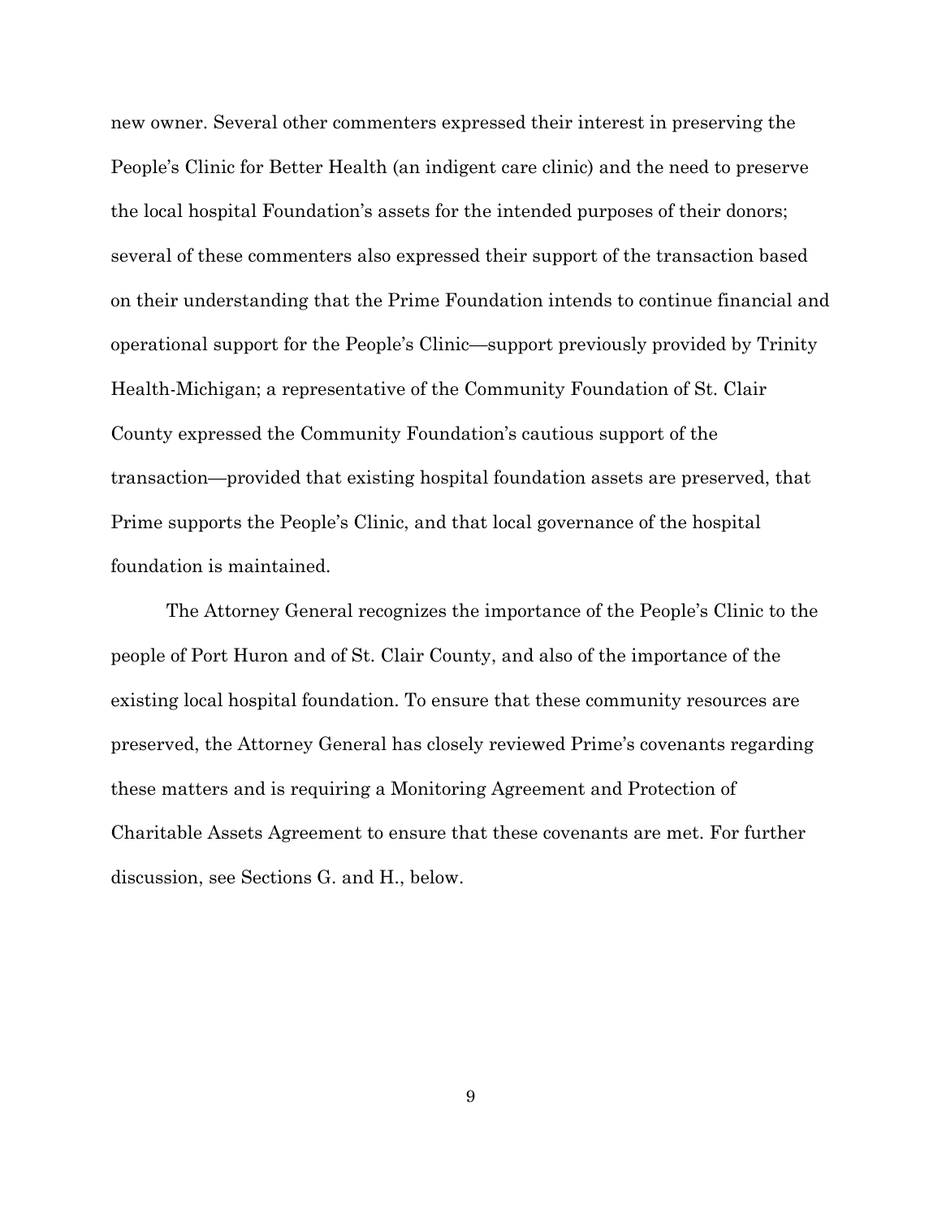new owner. Several other commenters expressed their interest in preserving the People's Clinic for Better Health (an indigent care clinic) and the need to preserve the local hospital Foundation's assets for the intended purposes of their donors; several of these commenters also expressed their support of the transaction based on their understanding that the Prime Foundation intends to continue financial and operational support for the People's Clinic—support previously provided by Trinity Health-Michigan; a representative of the Community Foundation of St. Clair County expressed the Community Foundation's cautious support of the transaction—provided that existing hospital foundation assets are preserved, that Prime supports the People's Clinic, and that local governance of the hospital foundation is maintained.

The Attorney General recognizes the importance of the People's Clinic to the people of Port Huron and of St. Clair County, and also of the importance of the existing local hospital foundation. To ensure that these community resources are preserved, the Attorney General has closely reviewed Prime's covenants regarding these matters and is requiring a Monitoring Agreement and Protection of Charitable Assets Agreement to ensure that these covenants are met. For further discussion, see Sections G. and H., below.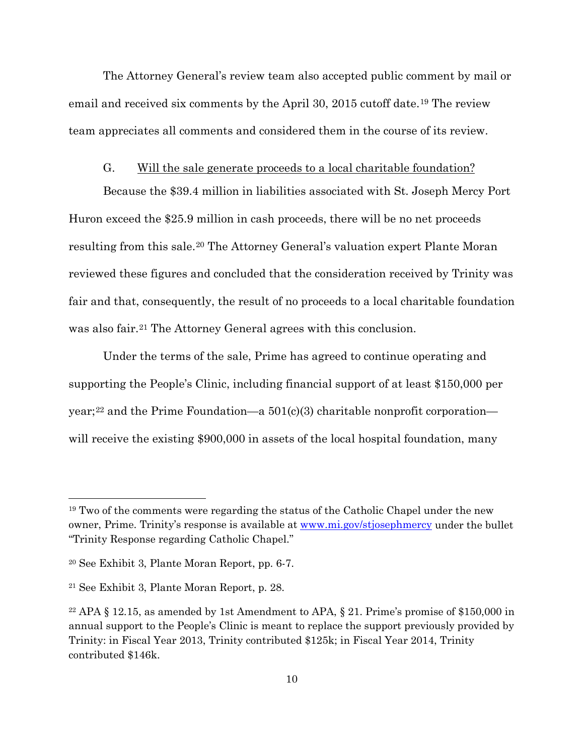The Attorney General's review team also accepted public comment by mail or email and received six comments by the April 30, 2015 cutoff date.[19] The review team appreciates all comments and considered them in the course of its review.

### G. Will the sale generate proceeds to a local charitable foundation?

Because the $39.4 million in liabilities associated with St. Joseph Mercy Port Huron exceed the $25.9 million in cash proceeds, there will be no net proceeds resulting from this sale.[20] The Attorney General's valuation expert Plante Moran reviewed these figures and concluded that the consideration received by Trinity was fair and that, consequently, the result of no proceeds to a local charitable foundation was also fair.[21] The Attorney General agrees with this conclusion.

Under the terms of the sale, Prime has agreed to continue operating and supporting the People's Clinic, including financial support of at least $150,000 per year;[22] and the Prime Foundation—a 501(c)(3) charitable nonprofit corporation—will receive the existing $900,000 in assets of the local hospital foundation, many

---

[19] Two of the comments were regarding the status of the Catholic Chapel under the new owner, Prime. Trinity's response is available at www.mi.gov/stjosephmercy under the bullet "Trinity Response regarding Catholic Chapel."

[20] See Exhibit 3, Plante Moran Report, pp. 6-7.

[21] See Exhibit 3, Plante Moran Report, p. 28.

[22] APA § 12.15, as amended by 1st Amendment to APA, § 21. Prime's promise of $150,000 in annual support to the People's Clinic is meant to replace the support previously provided by Trinity: in Fiscal Year 2013, Trinity contributed $125k; in Fiscal Year 2014, Trinity contributed $146k.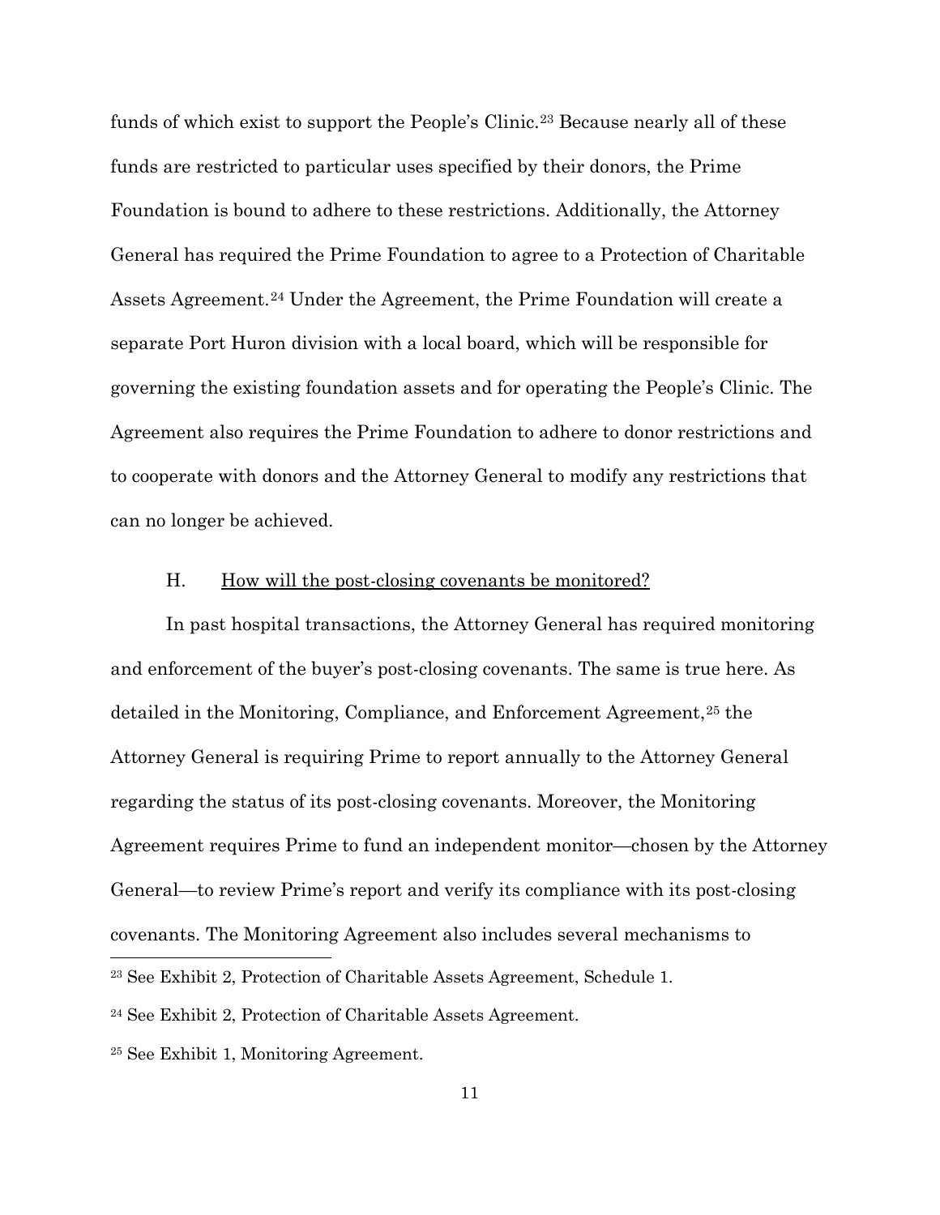funds of which exist to support the People's Clinic.[23] Because nearly all of these funds are restricted to particular uses specified by their donors, the Prime Foundation is bound to adhere to these restrictions. Additionally, the Attorney General has required the Prime Foundation to agree to a Protection of Charitable Assets Agreement.[24] Under the Agreement, the Prime Foundation will create a separate Port Huron division with a local board, which will be responsible for governing the existing foundation assets and for operating the People's Clinic. The Agreement also requires the Prime Foundation to adhere to donor restrictions and to cooperate with donors and the Attorney General to modify any restrictions that can no longer be achieved.

### H. How will the post-closing covenants be monitored?

In past hospital transactions, the Attorney General has required monitoring and enforcement of the buyer's post-closing covenants. The same is true here. As detailed in the Monitoring, Compliance, and Enforcement Agreement,[25] the Attorney General is requiring Prime to report annually to the Attorney General regarding the status of its post-closing covenants. Moreover, the Monitoring Agreement requires Prime to fund an independent monitor—chosen by the Attorney General—to review Prime's report and verify its compliance with its post-closing covenants. The Monitoring Agreement also includes several mechanisms to

---

[23] See Exhibit 2, Protection of Charitable Assets Agreement, Schedule 1.

[24] See Exhibit 2, Protection of Charitable Assets Agreement.

[25] See Exhibit 1, Monitoring Agreement.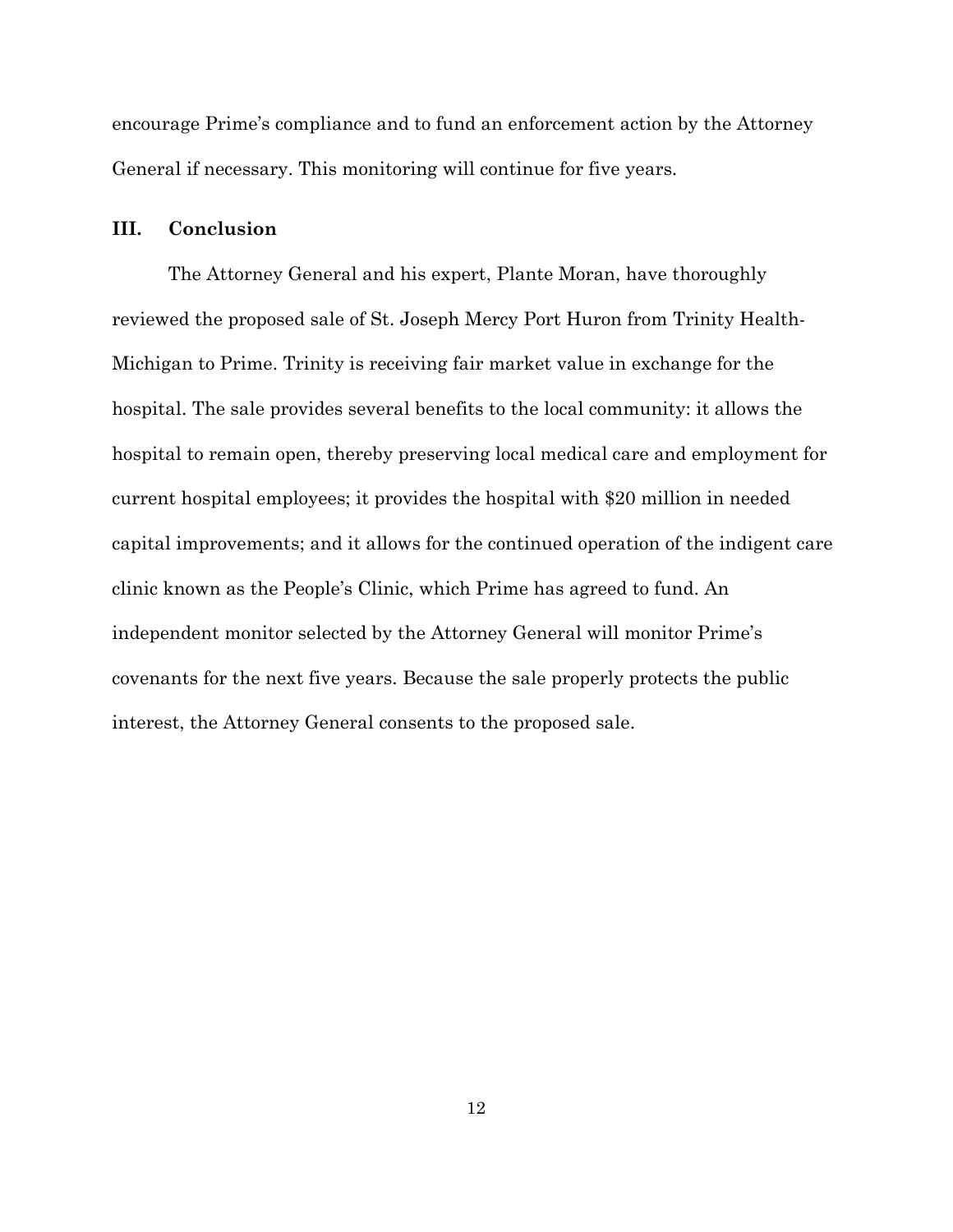encourage Prime's compliance and to fund an enforcement action by the Attorney General if necessary. This monitoring will continue for five years.

## III. Conclusion

The Attorney General and his expert, Plante Moran, have thoroughly reviewed the proposed sale of St. Joseph Mercy Port Huron from Trinity Health-Michigan to Prime. Trinity is receiving fair market value in exchange for the hospital. The sale provides several benefits to the local community: it allows the hospital to remain open, thereby preserving local medical care and employment for current hospital employees; it provides the hospital with $20 million in needed capital improvements; and it allows for the continued operation of the indigent care clinic known as the People's Clinic, which Prime has agreed to fund. An independent monitor selected by the Attorney General will monitor Prime's covenants for the next five years. Because the sale properly protects the public interest, the Attorney General consents to the proposed sale.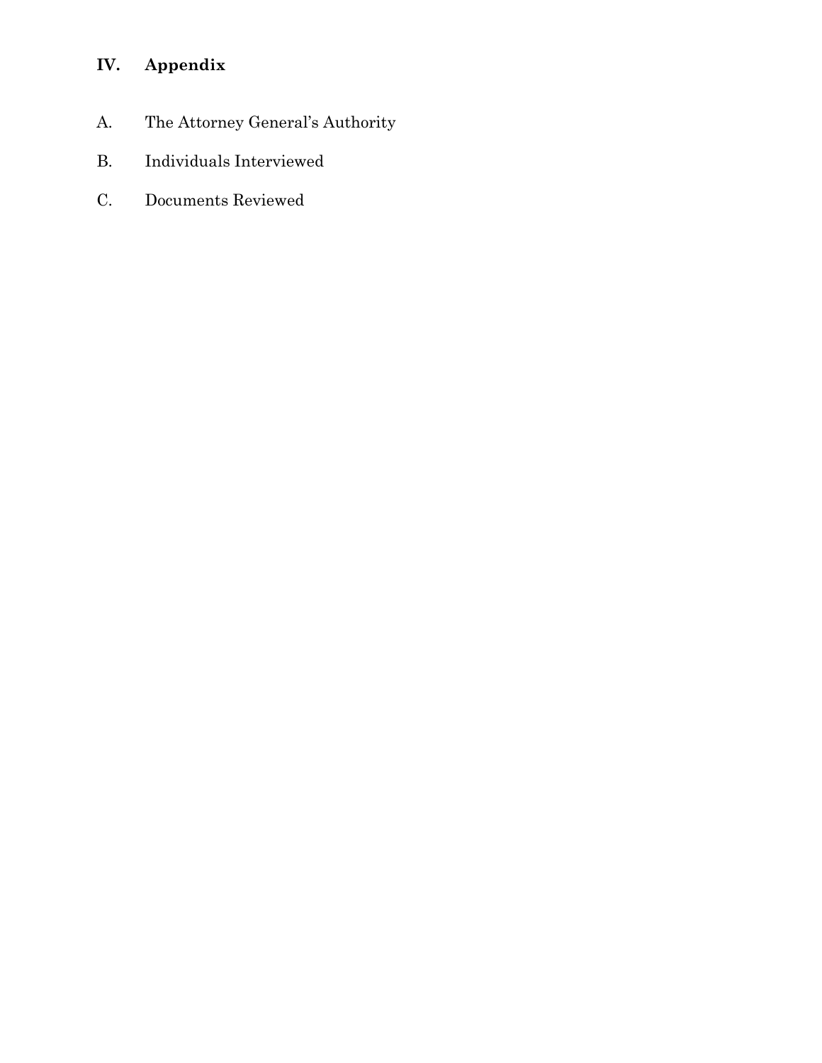## IV. Appendix

A. The Attorney General's Authority

B. Individuals Interviewed

C. Documents Reviewed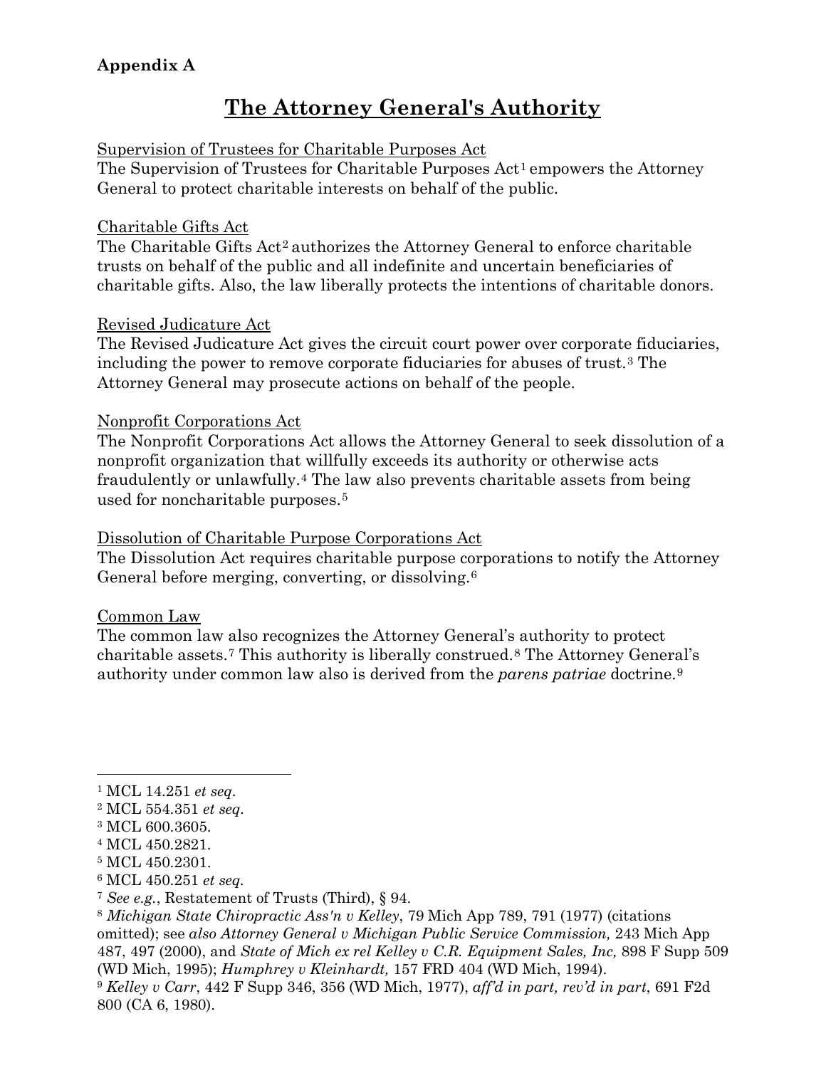**Appendix A**

# The Attorney General's Authority

Supervision of Trustees for Charitable Purposes Act

The Supervision of Trustees for Charitable Purposes Act[1] empowers the Attorney General to protect charitable interests on behalf of the public.

Charitable Gifts Act

The Charitable Gifts Act[2] authorizes the Attorney General to enforce charitable trusts on behalf of the public and all indefinite and uncertain beneficiaries of charitable gifts. Also, the law liberally protects the intentions of charitable donors.

Revised Judicature Act

The Revised Judicature Act gives the circuit court power over corporate fiduciaries, including the power to remove corporate fiduciaries for abuses of trust.[3] The Attorney General may prosecute actions on behalf of the people.

Nonprofit Corporations Act

The Nonprofit Corporations Act allows the Attorney General to seek dissolution of a nonprofit organization that willfully exceeds its authority or otherwise acts fraudulently or unlawfully.[4] The law also prevents charitable assets from being used for noncharitable purposes.[5]

Dissolution of Charitable Purpose Corporations Act

The Dissolution Act requires charitable purpose corporations to notify the Attorney General before merging, converting, or dissolving.[6]

Common Law

The common law also recognizes the Attorney General's authority to protect charitable assets.[7] This authority is liberally construed.[8] The Attorney General's authority under common law also is derived from the *parens patriae* doctrine.[9]

---

[1] MCL 14.251 *et seq*.

[2] MCL 554.351 *et seq*.

[3] MCL 600.3605.

[4] MCL 450.2821.

[5] MCL 450.2301.

[6] MCL 450.251 *et seq*.

[7] *See e.g.*, Restatement of Trusts (Third), § 94.

[8] *Michigan State Chiropractic Ass'n v Kelley*, 79 Mich App 789, 791 (1977) (citations omitted); see *also Attorney General v Michigan Public Service Commission,* 243 Mich App 487, 497 (2000), and *State of Mich ex rel Kelley v C.R. Equipment Sales, Inc,* 898 F Supp 509 (WD Mich, 1995); *Humphrey v Kleinhardt,* 157 FRD 404 (WD Mich, 1994).

[9] *Kelley v Carr*, 442 F Supp 346, 356 (WD Mich, 1977), *aff'd in part, rev'd in part*, 691 F2d 800 (CA 6, 1980).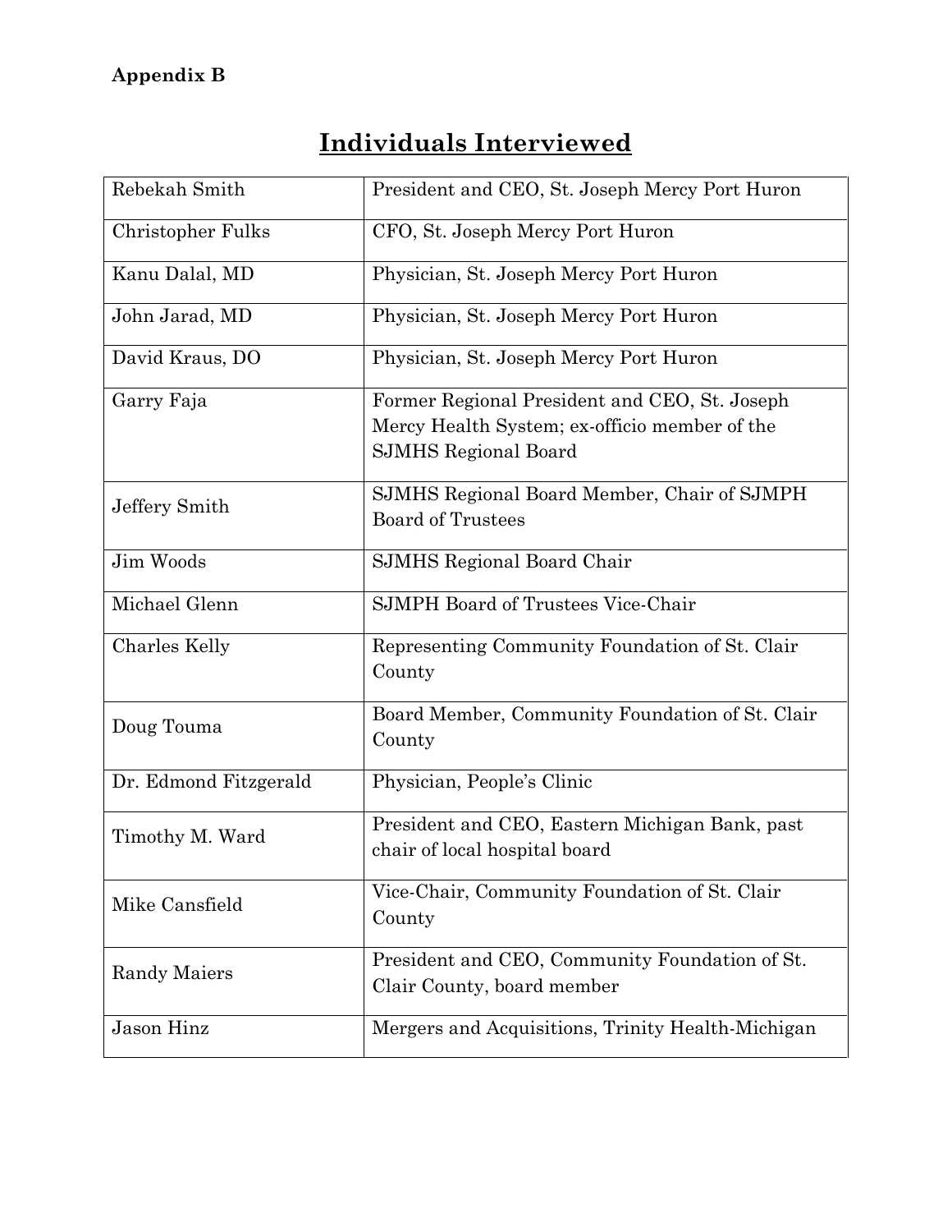**Appendix B**

# Individuals Interviewed

| | |
|---|---|
| Rebekah Smith | President and CEO, St. Joseph Mercy Port Huron |
| Christopher Fulks | CFO, St. Joseph Mercy Port Huron |
| Kanu Dalal, MD | Physician, St. Joseph Mercy Port Huron |
| John Jarad, MD | Physician, St. Joseph Mercy Port Huron |
| David Kraus, DO | Physician, St. Joseph Mercy Port Huron |
| Garry Faja | Former Regional President and CEO, St. Joseph Mercy Health System; ex-officio member of the SJMHS Regional Board |
| Jeffery Smith | SJMHS Regional Board Member, Chair of SJMPH Board of Trustees |
| Jim Woods | SJMHS Regional Board Chair |
| Michael Glenn | SJMPH Board of Trustees Vice-Chair |
| Charles Kelly | Representing Community Foundation of St. Clair County |
| Doug Touma | Board Member, Community Foundation of St. Clair County |
| Dr. Edmond Fitzgerald | Physician, People's Clinic |
| Timothy M. Ward | President and CEO, Eastern Michigan Bank, past chair of local hospital board |
| Mike Cansfield | Vice-Chair, Community Foundation of St. Clair County |
| Randy Maiers | President and CEO, Community Foundation of St. Clair County, board member |
| Jason Hinz | Mergers and Acquisitions, Trinity Health-Michigan |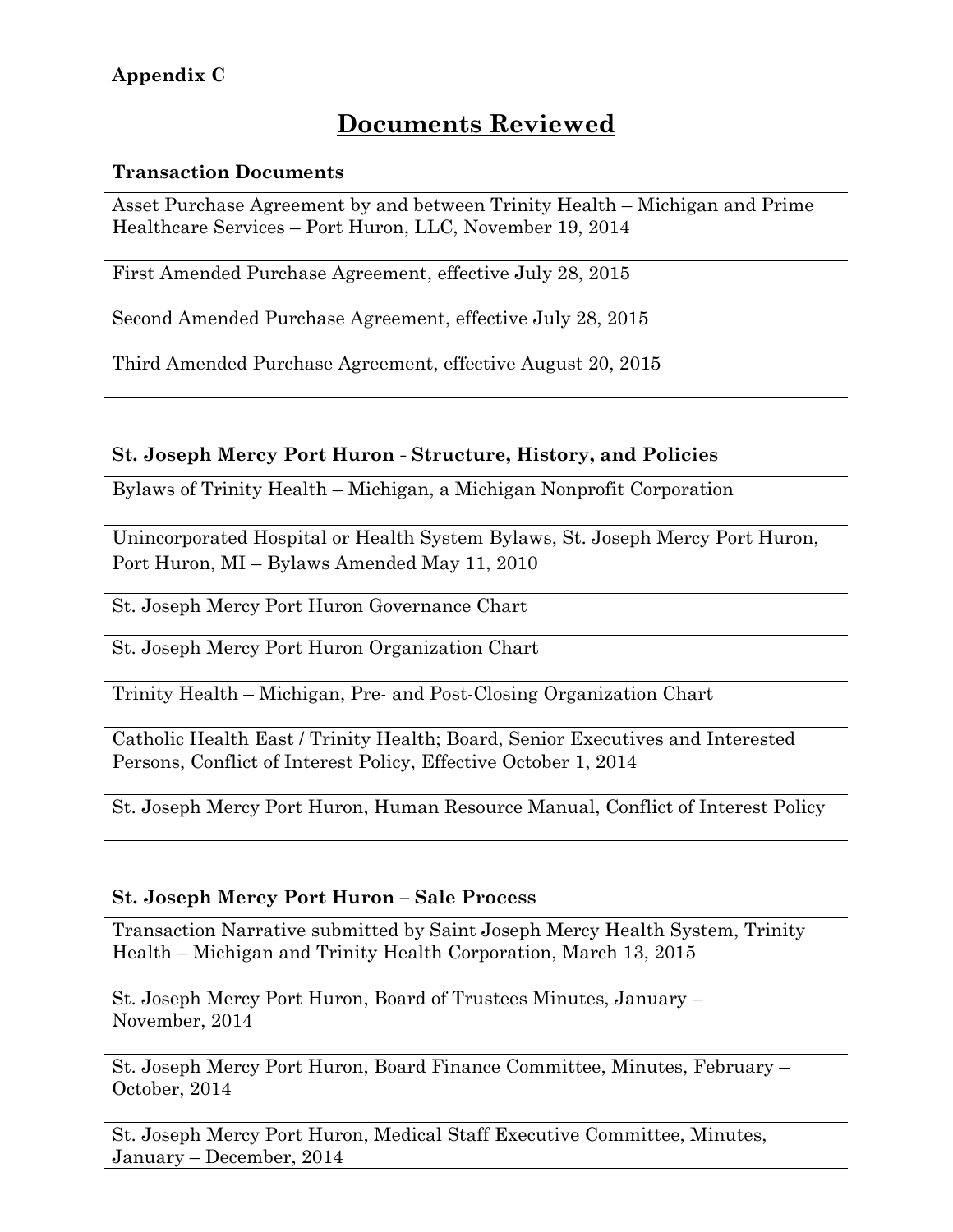**Appendix C**

# Documents Reviewed

### Transaction Documents

| |
|---|
| Asset Purchase Agreement by and between Trinity Health – Michigan and Prime Healthcare Services – Port Huron, LLC, November 19, 2014 |
| First Amended Purchase Agreement, effective July 28, 2015 |
| Second Amended Purchase Agreement, effective July 28, 2015 |
| Third Amended Purchase Agreement, effective August 20, 2015 |

### St. Joseph Mercy Port Huron - Structure, History, and Policies

| |
|---|
| Bylaws of Trinity Health – Michigan, a Michigan Nonprofit Corporation |
| Unincorporated Hospital or Health System Bylaws, St. Joseph Mercy Port Huron, Port Huron, MI – Bylaws Amended May 11, 2010 |
| St. Joseph Mercy Port Huron Governance Chart |
| St. Joseph Mercy Port Huron Organization Chart |
| Trinity Health – Michigan, Pre- and Post-Closing Organization Chart |
| Catholic Health East / Trinity Health; Board, Senior Executives and Interested Persons, Conflict of Interest Policy, Effective October 1, 2014 |
| St. Joseph Mercy Port Huron, Human Resource Manual, Conflict of Interest Policy |

### St. Joseph Mercy Port Huron – Sale Process

| |
|---|
| Transaction Narrative submitted by Saint Joseph Mercy Health System, Trinity Health – Michigan and Trinity Health Corporation, March 13, 2015 |
| St. Joseph Mercy Port Huron, Board of Trustees Minutes, January – November, 2014 |
| St. Joseph Mercy Port Huron, Board Finance Committee, Minutes, February – October, 2014 |
| St. Joseph Mercy Port Huron, Medical Staff Executive Committee, Minutes, January – December, 2014 |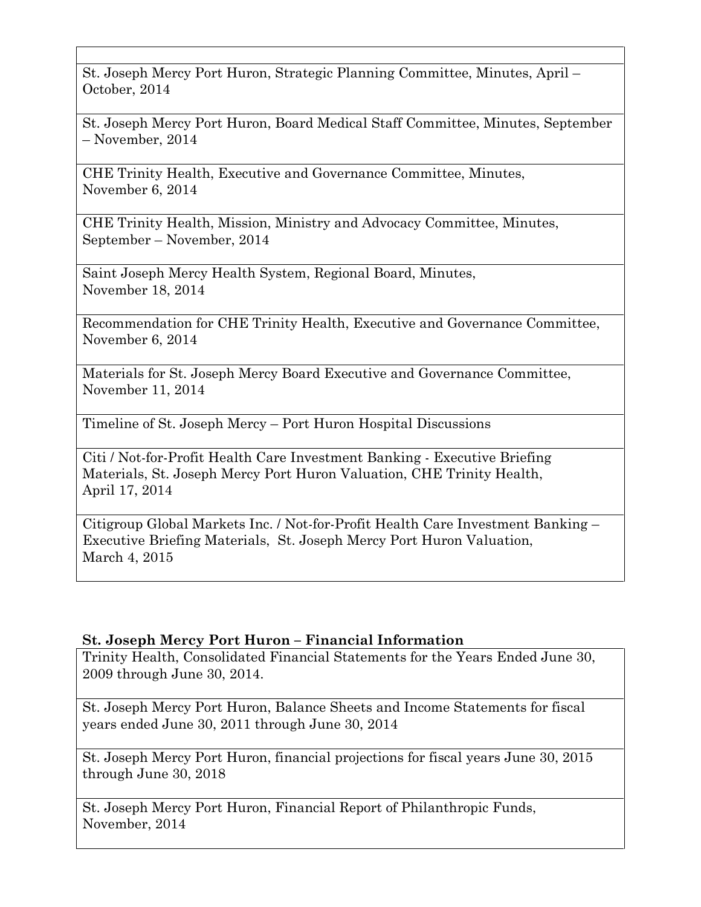| |
|---|
| St. Joseph Mercy Port Huron, Strategic Planning Committee, Minutes, April – October, 2014 |
| St. Joseph Mercy Port Huron, Board Medical Staff Committee, Minutes, September – November, 2014 |
| CHE Trinity Health, Executive and Governance Committee, Minutes, November 6, 2014 |
| CHE Trinity Health, Mission, Ministry and Advocacy Committee, Minutes, September – November, 2014 |
| Saint Joseph Mercy Health System, Regional Board, Minutes, November 18, 2014 |
| Recommendation for CHE Trinity Health, Executive and Governance Committee, November 6, 2014 |
| Materials for St. Joseph Mercy Board Executive and Governance Committee, November 11, 2014 |
| Timeline of St. Joseph Mercy – Port Huron Hospital Discussions |
| Citi / Not-for-Profit Health Care Investment Banking - Executive Briefing Materials, St. Joseph Mercy Port Huron Valuation, CHE Trinity Health, April 17, 2014 |
| Citigroup Global Markets Inc. / Not-for-Profit Health Care Investment Banking – Executive Briefing Materials, St. Joseph Mercy Port Huron Valuation, March 4, 2015 |

**St. Joseph Mercy Port Huron – Financial Information**

| |
|---|
| Trinity Health, Consolidated Financial Statements for the Years Ended June 30, 2009 through June 30, 2014. |
| St. Joseph Mercy Port Huron, Balance Sheets and Income Statements for fiscal years ended June 30, 2011 through June 30, 2014 |
| St. Joseph Mercy Port Huron, financial projections for fiscal years June 30, 2015 through June 30, 2018 |
| St. Joseph Mercy Port Huron, Financial Report of Philanthropic Funds, November, 2014 |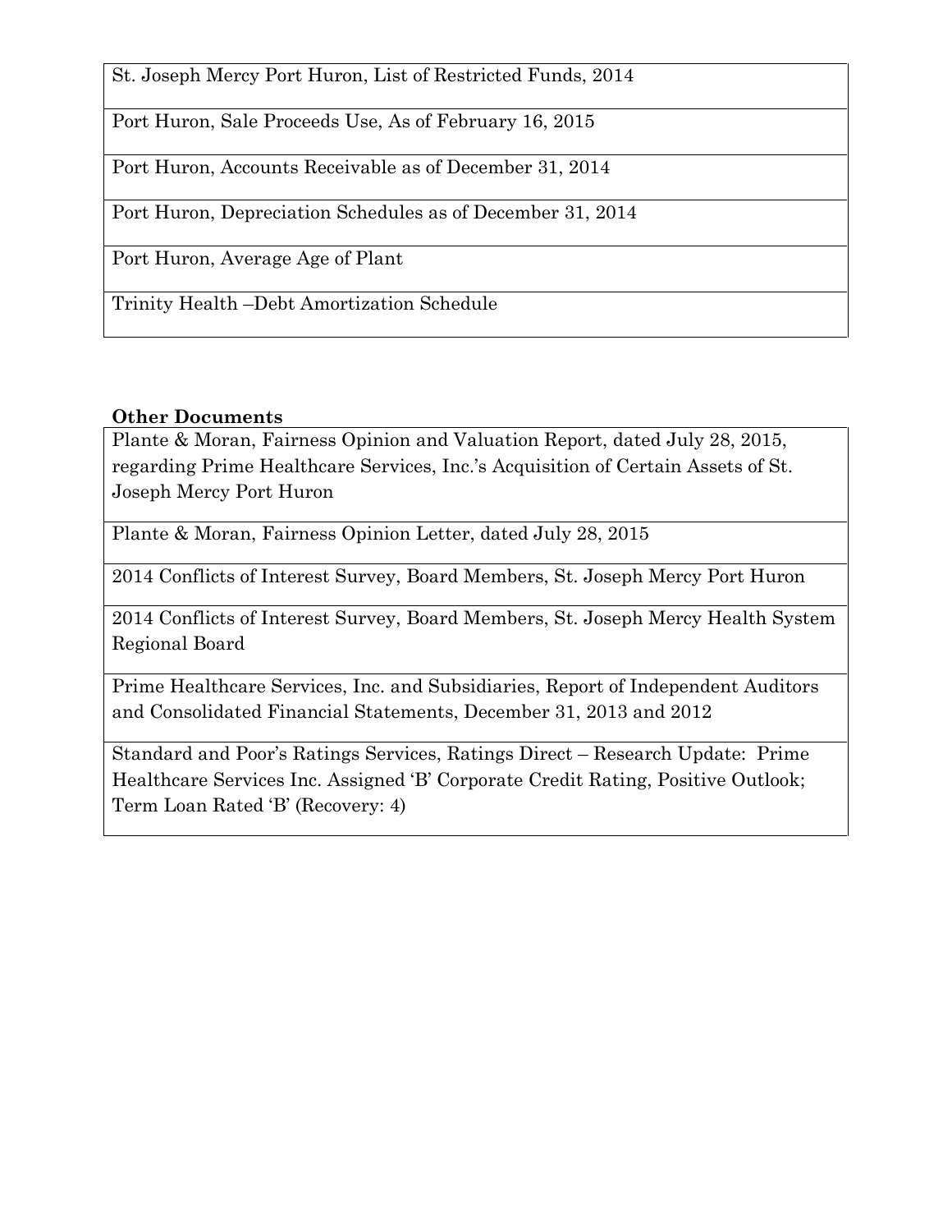| St. Joseph Mercy Port Huron, List of Restricted Funds, 2014 |
| --- |
| Port Huron, Sale Proceeds Use, As of February 16, 2015 |
| Port Huron, Accounts Receivable as of December 31, 2014 |
| Port Huron, Depreciation Schedules as of December 31, 2014 |
| Port Huron, Average Age of Plant |
| Trinity Health –Debt Amortization Schedule |

**Other Documents**

| Plante & Moran, Fairness Opinion and Valuation Report, dated July 28, 2015, regarding Prime Healthcare Services, Inc.'s Acquisition of Certain Assets of St. Joseph Mercy Port Huron |
| --- |
| Plante & Moran, Fairness Opinion Letter, dated July 28, 2015 |
| 2014 Conflicts of Interest Survey, Board Members, St. Joseph Mercy Port Huron |
| 2014 Conflicts of Interest Survey, Board Members, St. Joseph Mercy Health System Regional Board |
| Prime Healthcare Services, Inc. and Subsidiaries, Report of Independent Auditors and Consolidated Financial Statements, December 31, 2013 and 2012 |
| Standard and Poor's Ratings Services, Ratings Direct – Research Update: Prime Healthcare Services Inc. Assigned 'B' Corporate Credit Rating, Positive Outlook; Term Loan Rated 'B' (Recovery: 4) |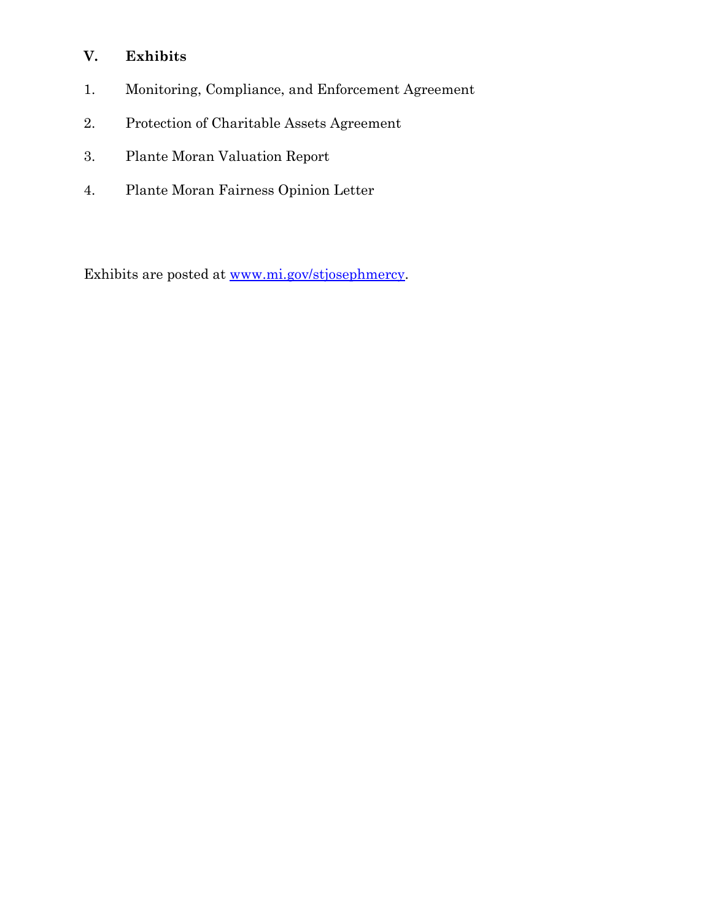## V. Exhibits

1. Monitoring, Compliance, and Enforcement Agreement
2. Protection of Charitable Assets Agreement
3. Plante Moran Valuation Report
4. Plante Moran Fairness Opinion Letter

Exhibits are posted at [www.mi.gov/stjosephmercy](www.mi.gov/stjosephmercy).